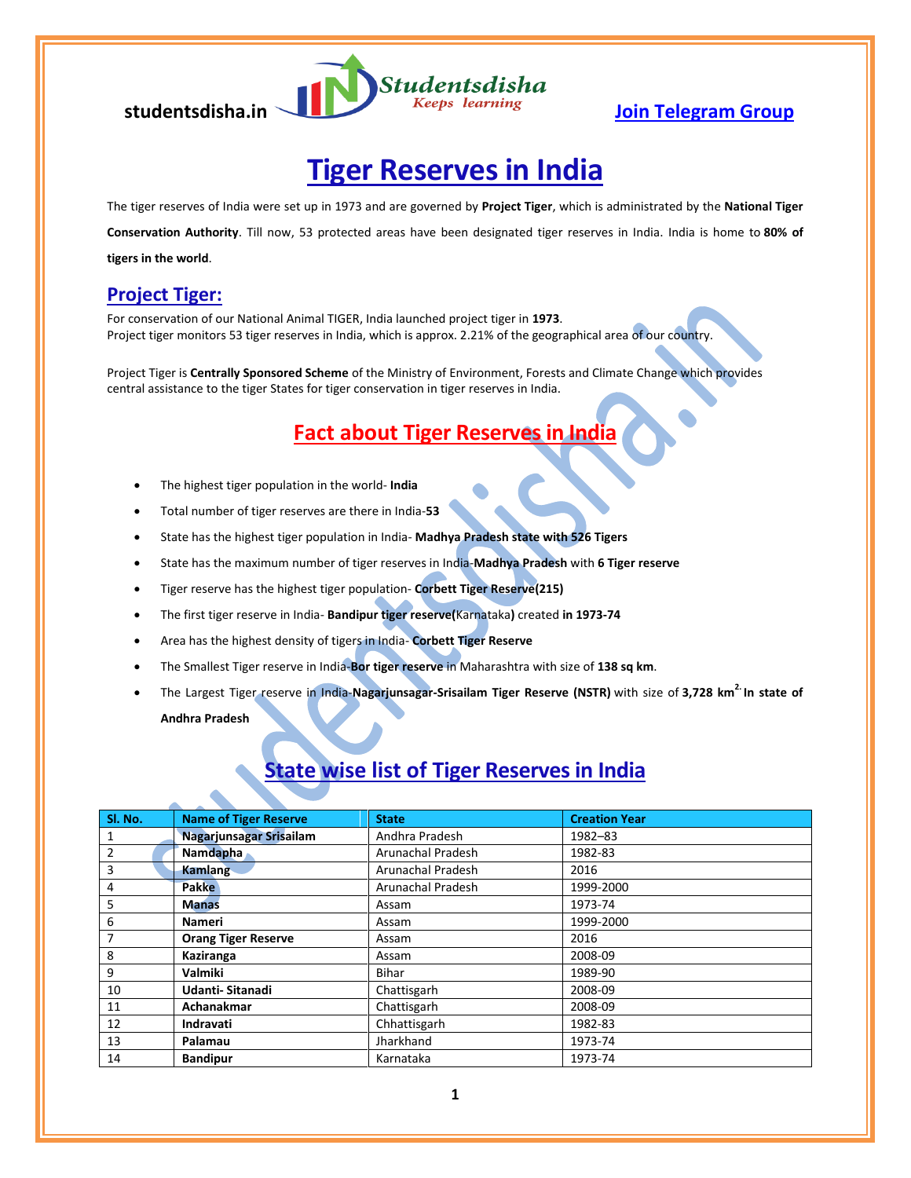# Tiger Reserves in India

The tiger reserves of India were set up in 1973 and are governed by **Project Tiger**, which is administrated by the **National Tiger Conservation Authority**. Till now, 53 protected areas have been designated tiger reserves in India. India is home to **80% of tigers in the world**.

## Project Tiger:

For conservation of our National Animal TIGER, India launched project tiger in **1973**.
Project tiger monitors 53 tiger reserves in India, which is approx. 2.21% of the geographical area of our country.

Project Tiger is **Centrally Sponsored Scheme** of the Ministry of Environment, Forests and Climate Change which provides central assistance to the tiger States for tiger conservation in tiger reserves in India.

## Fact about Tiger Reserves in India

- The highest tiger population in the world- **India**
- Total number of tiger reserves are there in India-**53**
- State has the highest tiger population in India- **Madhya Pradesh state with 526 Tigers**
- State has the maximum number of tiger reserves in India-**Madhya Pradesh** with **6 Tiger reserve**
- Tiger reserve has the highest tiger population- **Corbett Tiger Reserve(215)**
- The first tiger reserve in India- **Bandipur tiger reserve(**Karnataka**)** created **in 1973-74**
- Area has the highest density of tigers in India- **Corbett Tiger Reserve**
- The Smallest Tiger reserve in India-**Bor tiger reserve** in Maharashtra with size of **138 sq km**.
- The Largest Tiger reserve in India-**Nagarjunsagar-Srisailam Tiger Reserve (NSTR)** with size of **3,728 km$^2$. In state of Andhra Pradesh**

## State wise list of Tiger Reserves in India

| Sl. No. | Name of Tiger Reserve | State | Creation Year |
|---|---|---|---|
| 1 | **Nagarjunsagar Srisailam** | Andhra Pradesh | 1982–83 |
| 2 | **Namdapha** | Arunachal Pradesh | 1982-83 |
| 3 | **Kamlang** | Arunachal Pradesh | 2016 |
| 4 | **Pakke** | Arunachal Pradesh | 1999-2000 |
| 5 | **Manas** | Assam | 1973-74 |
| 6 | **Nameri** | Assam | 1999-2000 |
| 7 | **Orang Tiger Reserve** | Assam | 2016 |
| 8 | **Kaziranga** | Assam | 2008-09 |
| 9 | **Valmiki** | Bihar | 1989-90 |
| 10 | **Udanti- Sitanadi** | Chattisgarh | 2008-09 |
| 11 | **Achanakmar** | Chattisgarh | 2008-09 |
| 12 | **Indravati** | Chhattisgarh | 1982-83 |
| 13 | **Palamau** | Jharkhand | 1973-74 |
| 14 | **Bandipur** | Karnataka | 1973-74 |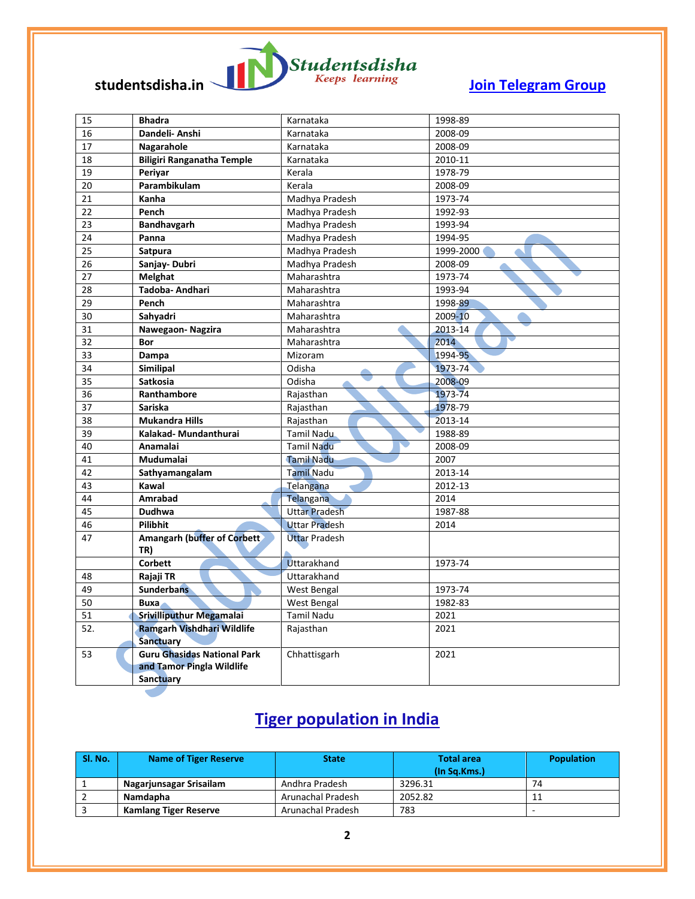| 15 | **Bhadra** | Karnataka | 1998-89 |
|---|---|---|---|
| 16 | **Dandeli- Anshi** | Karnataka | 2008-09 |
| 17 | **Nagarahole** | Karnataka | 2008-09 |
| 18 | **Biligiri Ranganatha Temple** | Karnataka | 2010-11 |
| 19 | **Periyar** | Kerala | 1978-79 |
| 20 | **Parambikulam** | Kerala | 2008-09 |
| 21 | **Kanha** | Madhya Pradesh | 1973-74 |
| 22 | **Pench** | Madhya Pradesh | 1992-93 |
| 23 | **Bandhavgarh** | Madhya Pradesh | 1993-94 |
| 24 | **Panna** | Madhya Pradesh | 1994-95 |
| 25 | **Satpura** | Madhya Pradesh | 1999-2000 |
| 26 | **Sanjay- Dubri** | Madhya Pradesh | 2008-09 |
| 27 | **Melghat** | Maharashtra | 1973-74 |
| 28 | **Tadoba- Andhari** | Maharashtra | 1993-94 |
| 29 | **Pench** | Maharashtra | 1998-89 |
| 30 | **Sahyadri** | Maharashtra | 2009-10 |
| 31 | **Nawegaon- Nagzira** | Maharashtra | 2013-14 |
| 32 | **Bor** | Maharashtra | 2014 |
| 33 | **Dampa** | Mizoram | 1994-95 |
| 34 | **Similipal** | Odisha | 1973-74 |
| 35 | **Satkosia** | Odisha | 2008-09 |
| 36 | **Ranthambore** | Rajasthan | 1973-74 |
| 37 | **Sariska** | Rajasthan | 1978-79 |
| 38 | **Mukandra Hills** | Rajasthan | 2013-14 |
| 39 | **Kalakad- Mundanthurai** | Tamil Nadu | 1988-89 |
| 40 | **Anamalai** | Tamil Nadu | 2008-09 |
| 41 | **Mudumalai** | Tamil Nadu | 2007 |
| 42 | **Sathyamangalam** | Tamil Nadu | 2013-14 |
| 43 | **Kawal** | Telangana | 2012-13 |
| 44 | **Amrabad** | Telangana | 2014 |
| 45 | **Dudhwa** | Uttar Pradesh | 1987-88 |
| 46 | **Pilibhit** | Uttar Pradesh | 2014 |
| 47 | **Amangarh (buffer of Corbett TR)** | Uttar Pradesh | |
| | **Corbett** | Uttarakhand | 1973-74 |
| 48 | **Rajaji TR** | Uttarakhand | |
| 49 | **Sunderbans** | West Bengal | 1973-74 |
| 50 | **Buxa** | West Bengal | 1982-83 |
| 51 | **Srivilliputhur Megamalai** | Tamil Nadu | 2021 |
| 52. | **Ramgarh Vishdhari Wildlife Sanctuary** | Rajasthan | 2021 |
| 53 | **Guru Ghasidas National Park and Tamor Pingla Wildlife Sanctuary** | Chhattisgarh | 2021 |

## Tiger population in India

| Sl. No. | Name of Tiger Reserve | State | Total area (In Sq.Kms.) | Population |
|---|---|---|---|---|
| 1 | **Nagarjunsagar Srisailam** | Andhra Pradesh | 3296.31 | 74 |
| 2 | **Namdapha** | Arunachal Pradesh | 2052.82 | 11 |
| 3 | **Kamlang Tiger Reserve** | Arunachal Pradesh | 783 | - |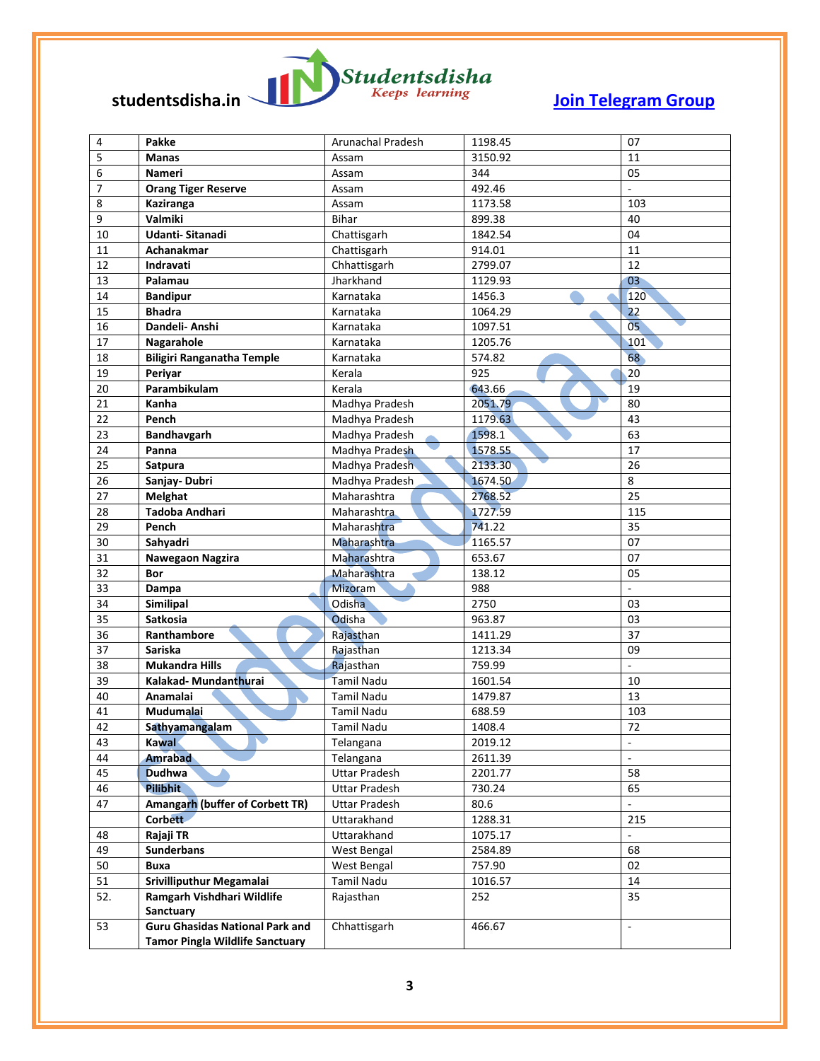| 4 | **Pakke** | Arunachal Pradesh | 1198.45 | 07 |
|---|---|---|---|---|
| 5 | **Manas** | Assam | 3150.92 | 11 |
| 6 | **Nameri** | Assam | 344 | 05 |
| 7 | **Orang Tiger Reserve** | Assam | 492.46 | - |
| 8 | **Kaziranga** | Assam | 1173.58 | 103 |
| 9 | **Valmiki** | Bihar | 899.38 | 40 |
| 10 | **Udanti- Sitanadi** | Chattisgarh | 1842.54 | 04 |
| 11 | **Achanakmar** | Chattisgarh | 914.01 | 11 |
| 12 | **Indravati** | Chhattisgarh | 2799.07 | 12 |
| 13 | **Palamau** | Jharkhand | 1129.93 | 03 |
| 14 | **Bandipur** | Karnataka | 1456.3 | 120 |
| 15 | **Bhadra** | Karnataka | 1064.29 | 22 |
| 16 | **Dandeli- Anshi** | Karnataka | 1097.51 | 05 |
| 17 | **Nagarahole** | Karnataka | 1205.76 | 101 |
| 18 | **Biligiri Ranganatha Temple** | Karnataka | 574.82 | 68 |
| 19 | **Periyar** | Kerala | 925 | 20 |
| 20 | **Parambikulam** | Kerala | 643.66 | 19 |
| 21 | **Kanha** | Madhya Pradesh | 2051.79 | 80 |
| 22 | **Pench** | Madhya Pradesh | 1179.63 | 43 |
| 23 | **Bandhavgarh** | Madhya Pradesh | 1598.1 | 63 |
| 24 | **Panna** | Madhya Pradesh | 1578.55 | 17 |
| 25 | **Satpura** | Madhya Pradesh | 2133.30 | 26 |
| 26 | **Sanjay- Dubri** | Madhya Pradesh | 1674.50 | 8 |
| 27 | **Melghat** | Maharashtra | 2768.52 | 25 |
| 28 | **Tadoba Andhari** | Maharashtra | 1727.59 | 115 |
| 29 | **Pench** | Maharashtra | 741.22 | 35 |
| 30 | **Sahyadri** | Maharashtra | 1165.57 | 07 |
| 31 | **Nawegaon Nagzira** | Maharashtra | 653.67 | 07 |
| 32 | **Bor** | Maharashtra | 138.12 | 05 |
| 33 | **Dampa** | Mizoram | 988 | - |
| 34 | **Similipal** | Odisha | 2750 | 03 |
| 35 | **Satkosia** | Odisha | 963.87 | 03 |
| 36 | **Ranthambore** | Rajasthan | 1411.29 | 37 |
| 37 | **Sariska** | Rajasthan | 1213.34 | 09 |
| 38 | **Mukandra Hills** | Rajasthan | 759.99 | - |
| 39 | **Kalakad- Mundanthurai** | Tamil Nadu | 1601.54 | 10 |
| 40 | **Anamalai** | Tamil Nadu | 1479.87 | 13 |
| 41 | **Mudumalai** | Tamil Nadu | 688.59 | 103 |
| 42 | **Sathyamangalam** | Tamil Nadu | 1408.4 | 72 |
| 43 | **Kawal** | Telangana | 2019.12 | - |
| 44 | **Amrabad** | Telangana | 2611.39 | - |
| 45 | **Dudhwa** | Uttar Pradesh | 2201.77 | 58 |
| 46 | **Pilibhit** | Uttar Pradesh | 730.24 | 65 |
| 47 | **Amangarh (buffer of Corbett TR)** | Uttar Pradesh | 80.6 | - |
| | **Corbett** | Uttarakhand | 1288.31 | 215 |
| 48 | **Rajaji TR** | Uttarakhand | 1075.17 | - |
| 49 | **Sunderbans** | West Bengal | 2584.89 | 68 |
| 50 | **Buxa** | West Bengal | 757.90 | 02 |
| 51 | **Srivilliputhur Megamalai** | Tamil Nadu | 1016.57 | 14 |
| 52. | **Ramgarh Vishdhari Wildlife Sanctuary** | Rajasthan | 252 | 35 |
| 53 | **Guru Ghasidas National Park and Tamor Pingla Wildlife Sanctuary** | Chhattisgarh | 466.67 | - |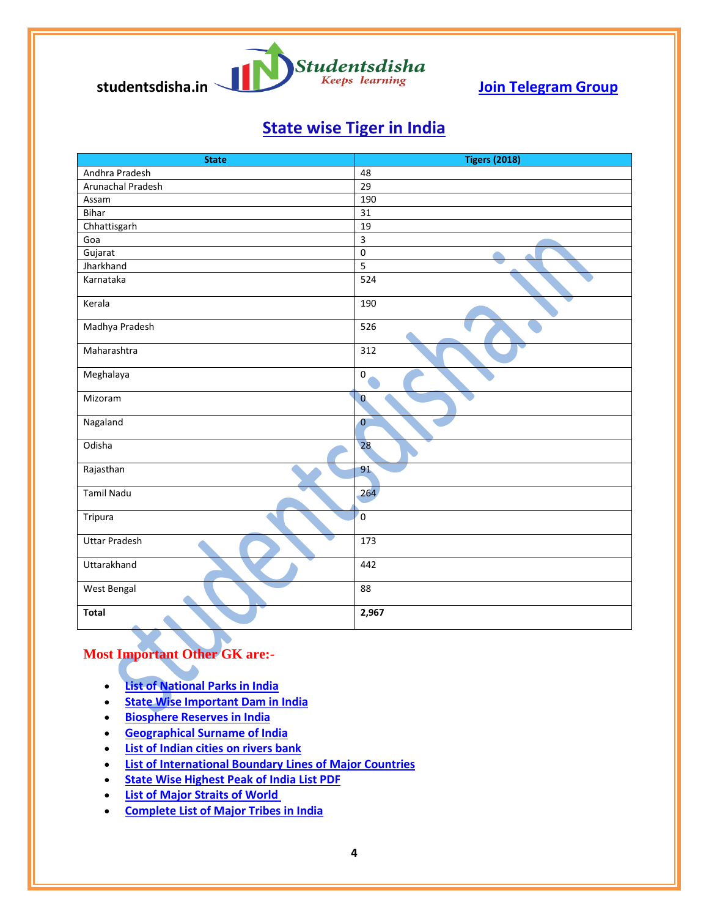studentsdisha.in

Join Telegram Group

# State wise Tiger in India

| State | Tigers (2018) |
|---|---|
| Andhra Pradesh | 48 |
| Arunachal Pradesh | 29 |
| Assam | 190 |
| Bihar | 31 |
| Chhattisgarh | 19 |
| Goa | 3 |
| Gujarat | 0 |
| Jharkhand | 5 |
| Karnataka | 524 |
| Kerala | 190 |
| Madhya Pradesh | 526 |
| Maharashtra | 312 |
| Meghalaya | 0 |
| Mizoram | 0 |
| Nagaland | 0 |
| Odisha | 28 |
| Rajasthan | 91 |
| Tamil Nadu | 264 |
| Tripura | 0 |
| Uttar Pradesh | 173 |
| Uttarakhand | 442 |
| West Bengal | 88 |
| **Total** | **2,967** |

## Most Important Other GK are:-

- List of National Parks in India
- State Wise Important Dam in India
- Biosphere Reserves in India
- Geographical Surname of India
- List of Indian cities on rivers bank
- List of International Boundary Lines of Major Countries
- State Wise Highest Peak of India List PDF
- List of Major Straits of World
- Complete List of Major Tribes in India